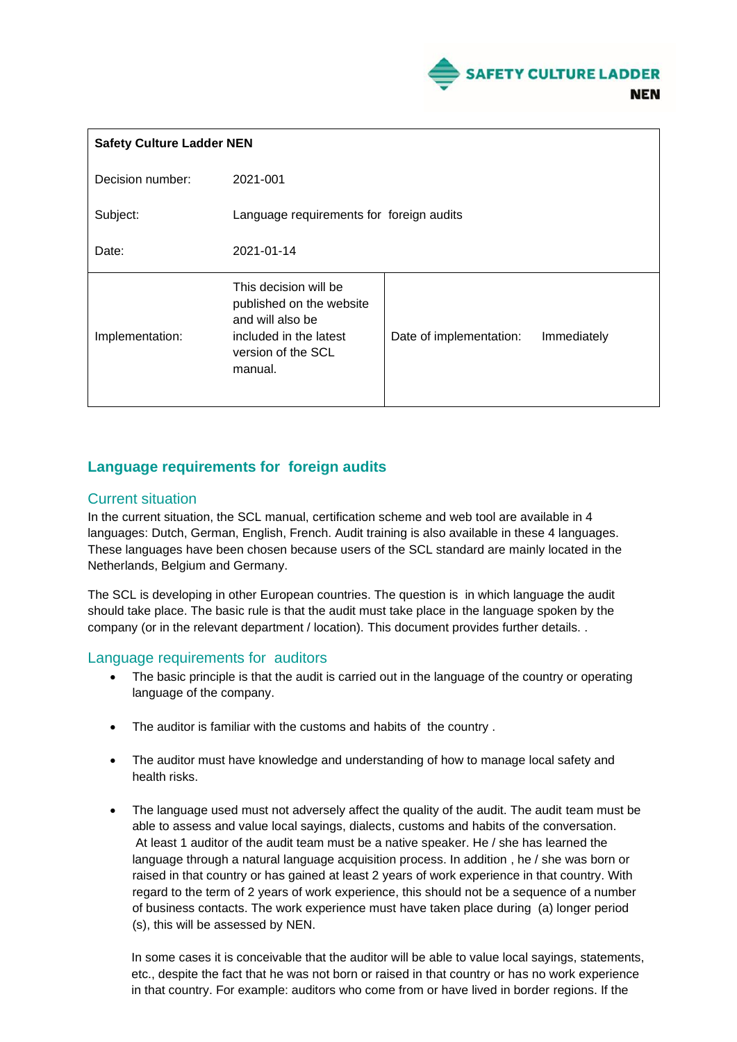| Safety Culture Ladder NEN | | | |
|---|---|---|---|
| Decision number: | 2021-001 | | |
| Subject: | Language requirements for foreign audits | | |
| Date: | 2021-01-14 | | |
| Implementation: | This decision will be published on the website and will also be included in the latest version of the SCL manual. | Date of implementation: | Immediately |

## Language requirements for foreign audits

### Current situation

In the current situation, the SCL manual, certification scheme and web tool are available in 4 languages: Dutch, German, English, French. Audit training is also available in these 4 languages. These languages have been chosen because users of the SCL standard are mainly located in the Netherlands, Belgium and Germany.

The SCL is developing in other European countries. The question is in which language the audit should take place. The basic rule is that the audit must take place in the language spoken by the company (or in the relevant department / location). This document provides further details. .

### Language requirements for auditors

- The basic principle is that the audit is carried out in the language of the country or operating language of the company.
- The auditor is familiar with the customs and habits of the country .
- The auditor must have knowledge and understanding of how to manage local safety and health risks.
- The language used must not adversely affect the quality of the audit. The audit team must be able to assess and value local sayings, dialects, customs and habits of the conversation. At least 1 auditor of the audit team must be a native speaker. He / she has learned the language through a natural language acquisition process. In addition , he / she was born or raised in that country or has gained at least 2 years of work experience in that country. With regard to the term of 2 years of work experience, this should not be a sequence of a number of business contacts. The work experience must have taken place during (a) longer period (s), this will be assessed by NEN.

  In some cases it is conceivable that the auditor will be able to value local sayings, statements, etc., despite the fact that he was not born or raised in that country or has no work experience in that country. For example: auditors who come from or have lived in border regions. If the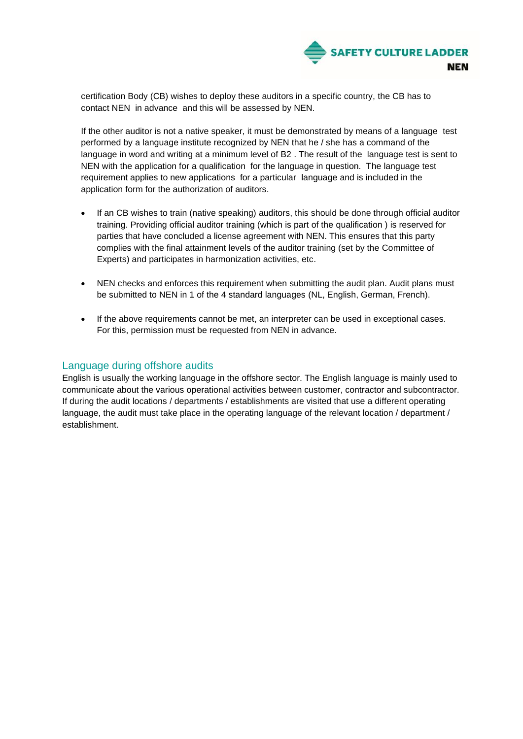certification Body (CB) wishes to deploy these auditors in a specific country, the CB has to contact NEN in advance and this will be assessed by NEN.

If the other auditor is not a native speaker, it must be demonstrated by means of a language test performed by a language institute recognized by NEN that he / she has a command of the language in word and writing at a minimum level of B2 . The result of the language test is sent to NEN with the application for a qualification for the language in question. The language test requirement applies to new applications for a particular language and is included in the application form for the authorization of auditors.

- If an CB wishes to train (native speaking) auditors, this should be done through official auditor training. Providing official auditor training (which is part of the qualification ) is reserved for parties that have concluded a license agreement with NEN. This ensures that this party complies with the final attainment levels of the auditor training (set by the Committee of Experts) and participates in harmonization activities, etc.

- NEN checks and enforces this requirement when submitting the audit plan. Audit plans must be submitted to NEN in 1 of the 4 standard languages (NL, English, German, French).

- If the above requirements cannot be met, an interpreter can be used in exceptional cases. For this, permission must be requested from NEN in advance.

## Language during offshore audits

English is usually the working language in the offshore sector. The English language is mainly used to communicate about the various operational activities between customer, contractor and subcontractor. If during the audit locations / departments / establishments are visited that use a different operating language, the audit must take place in the operating language of the relevant location / department / establishment.